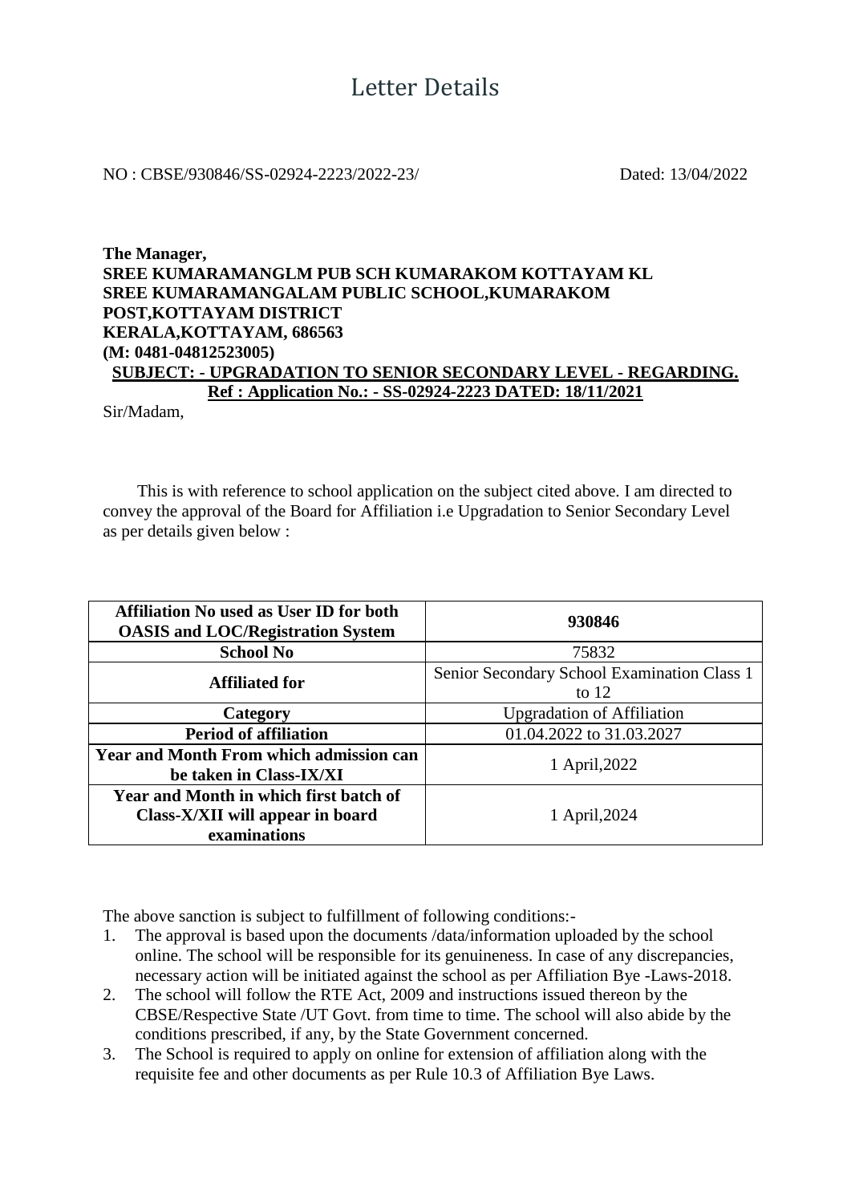# Letter Details

NO : CBSE/930846/SS-02924-2223/2022-23/ Dated: 13/04/2022

**The Manager,**
**SREE KUMARAMANGLM PUB SCH KUMARAKOM KOTTAYAM KL**
**SREE KUMARAMANGALAM PUBLIC SCHOOL,KUMARAKOM POST,KOTTAYAM DISTRICT**
**KERALA,KOTTAYAM, 686563**
**(M: 0481-04812523005)**

**SUBJECT: - UPGRADATION TO SENIOR SECONDARY LEVEL - REGARDING.**
**Ref : Application No.: - SS-02924-2223 DATED: 18/11/2021**

Sir/Madam,

This is with reference to school application on the subject cited above. I am directed to convey the approval of the Board for Affiliation i.e Upgradation to Senior Secondary Level as per details given below :

| Affiliation No used as User ID for both OASIS and LOC/Registration System | 930846 |
|---|---|
| **School No** | 75832 |
| **Affiliated for** | Senior Secondary School Examination Class 1 to 12 |
| **Category** | Upgradation of Affiliation |
| **Period of affiliation** | 01.04.2022 to 31.03.2027 |
| **Year and Month From which admission can be taken in Class-IX/XI** | 1 April,2022 |
| **Year and Month in which first batch of Class-X/XII will appear in board examinations** | 1 April,2024 |

The above sanction is subject to fulfillment of following conditions:-

1. The approval is based upon the documents /data/information uploaded by the school online. The school will be responsible for its genuineness. In case of any discrepancies, necessary action will be initiated against the school as per Affiliation Bye -Laws-2018.
2. The school will follow the RTE Act, 2009 and instructions issued thereon by the CBSE/Respective State /UT Govt. from time to time. The school will also abide by the conditions prescribed, if any, by the State Government concerned.
3. The School is required to apply on online for extension of affiliation along with the requisite fee and other documents as per Rule 10.3 of Affiliation Bye Laws.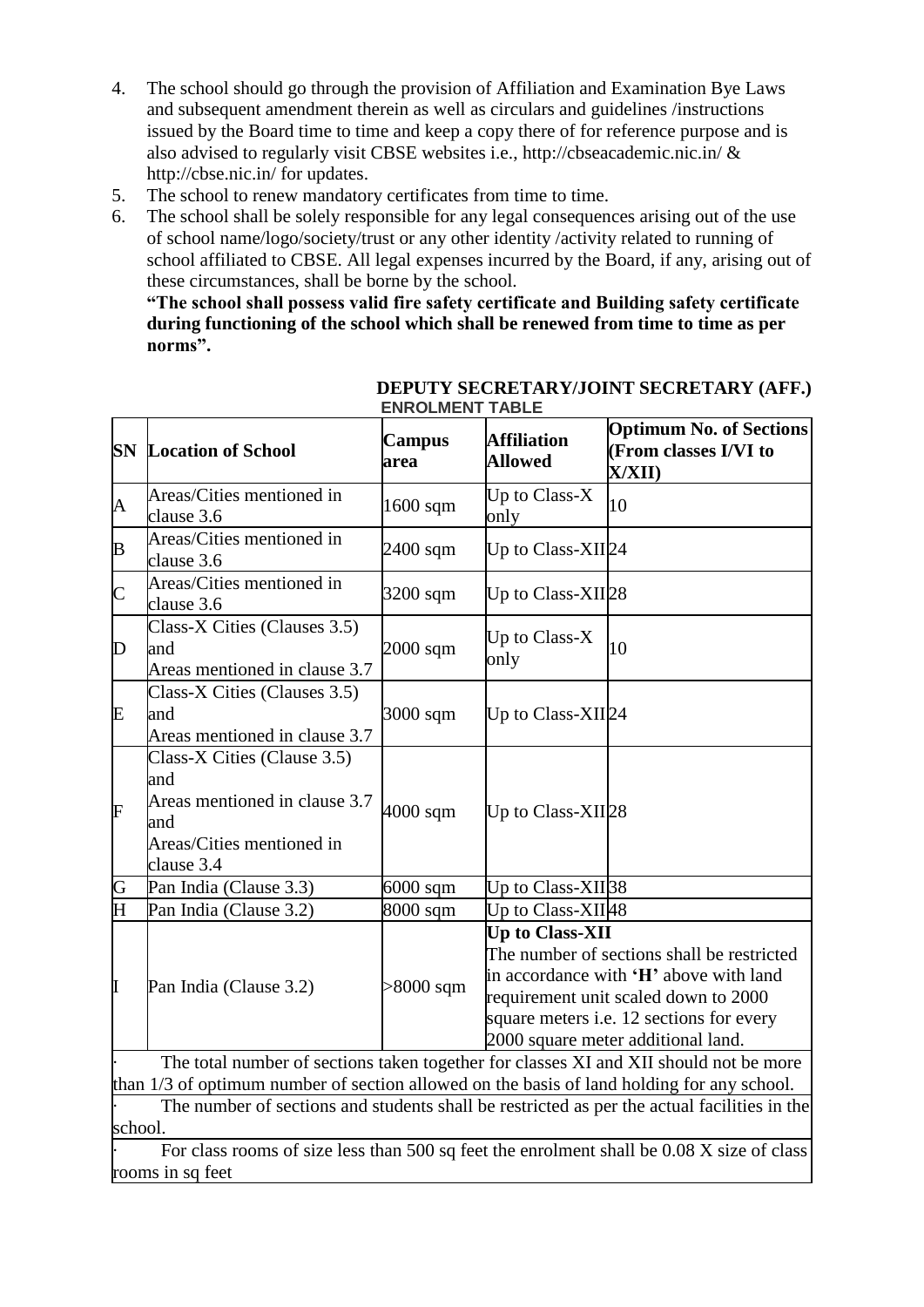4. The school should go through the provision of Affiliation and Examination Bye Laws and subsequent amendment therein as well as circulars and guidelines /instructions issued by the Board time to time and keep a copy there of for reference purpose and is also advised to regularly visit CBSE websites i.e., http://cbseacademic.nic.in/ & http://cbse.nic.in/ for updates.
5. The school to renew mandatory certificates from time to time.
6. The school shall be solely responsible for any legal consequences arising out of the use of school name/logo/society/trust or any other identity /activity related to running of school affiliated to CBSE. All legal expenses incurred by the Board, if any, arising out of these circumstances, shall be borne by the school.

**"The school shall possess valid fire safety certificate and Building safety certificate during functioning of the school which shall be renewed from time to time as per norms".**

**DEPUTY SECRETARY/JOINT SECRETARY (AFF.)**

**ENROLMENT TABLE**

| SN | Location of School | Campus area | Affiliation Allowed | Optimum No. of Sections (From classes I/VI to X/XII) |
|---|---|---|---|---|
| A | Areas/Cities mentioned in clause 3.6 | 1600 sqm | Up to Class-X only | 10 |
| B | Areas/Cities mentioned in clause 3.6 | 2400 sqm | Up to Class-XII | 24 |
| C | Areas/Cities mentioned in clause 3.6 | 3200 sqm | Up to Class-XII | 28 |
| D | Class-X Cities (Clauses 3.5) and Areas mentioned in clause 3.7 | 2000 sqm | Up to Class-X only | 10 |
| E | Class-X Cities (Clauses 3.5) and Areas mentioned in clause 3.7 | 3000 sqm | Up to Class-XII | 24 |
| F | Class-X Cities (Clause 3.5) and Areas mentioned in clause 3.7 and Areas/Cities mentioned in clause 3.4 | 4000 sqm | Up to Class-XII | 28 |
| G | Pan India (Clause 3.3) | 6000 sqm | Up to Class-XII | 38 |
| H | Pan India (Clause 3.2) | 8000 sqm | Up to Class-XII | 48 |
| I | Pan India (Clause 3.2) | >8000 sqm | **Up to Class-XII** The number of sections shall be restricted in accordance with **'H'** above with land requirement unit scaled down to 2000 square meters i.e. 12 sections for every 2000 square meter additional land. | |

- The total number of sections taken together for classes XI and XII should not be more than 1/3 of optimum number of section allowed on the basis of land holding for any school.
- The number of sections and students shall be restricted as per the actual facilities in the school.
- For class rooms of size less than 500 sq feet the enrolment shall be 0.08 X size of class rooms in sq feet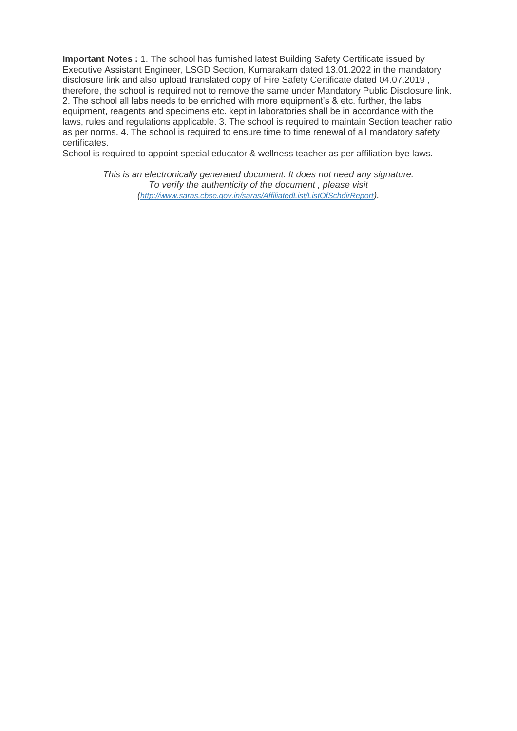**Important Notes :** 1. The school has furnished latest Building Safety Certificate issued by Executive Assistant Engineer, LSGD Section, Kumarakam dated 13.01.2022 in the mandatory disclosure link and also upload translated copy of Fire Safety Certificate dated 04.07.2019 , therefore, the school is required not to remove the same under Mandatory Public Disclosure link. 2. The school all labs needs to be enriched with more equipment's & etc. further, the labs equipment, reagents and specimens etc. kept in laboratories shall be in accordance with the laws, rules and regulations applicable. 3. The school is required to maintain Section teacher ratio as per norms. 4. The school is required to ensure time to time renewal of all mandatory safety certificates.
School is required to appoint special educator & wellness teacher as per affiliation bye laws.

*This is an electronically generated document. It does not need any signature.*
*To verify the authenticity of the document , please visit*
*(http://www.saras.cbse.gov.in/saras/AffiliatedList/ListOfSchdirReport).*